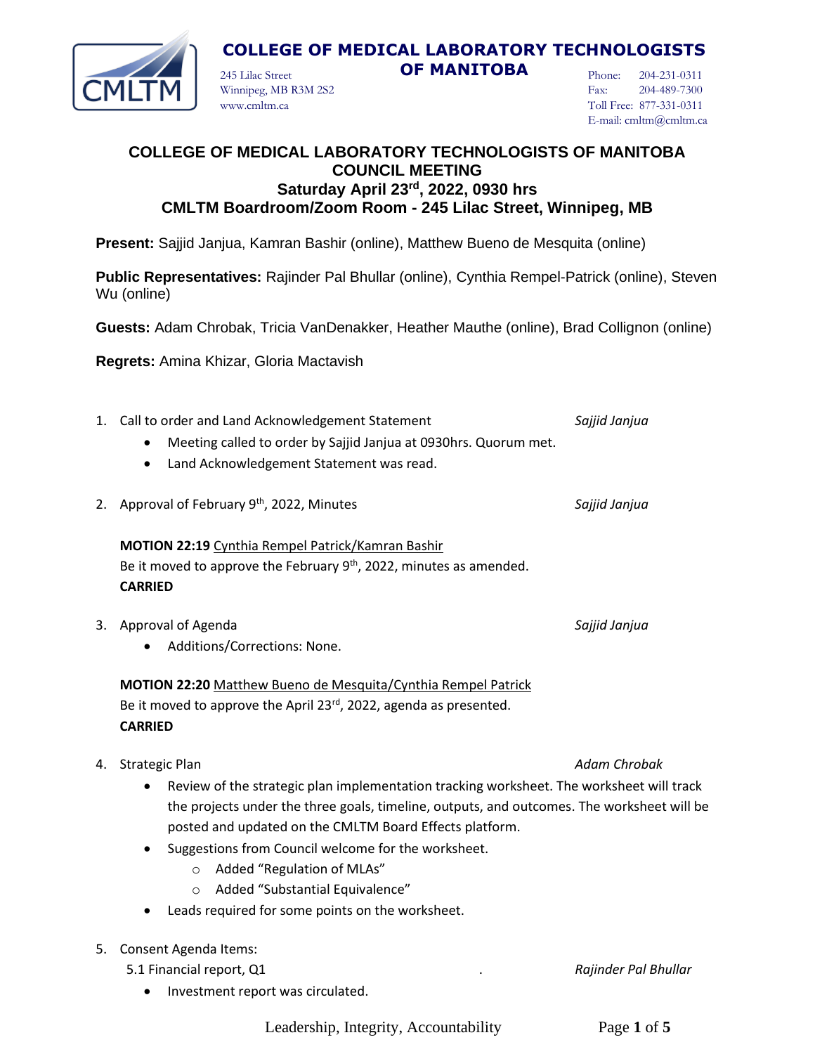**COLLEGE OF MEDICAL LABORATORY TECHNOLOGISTS OF MANITOBA**

245 Lilac Street
Winnipeg, MB R3M 2S2
www.cmltm.ca

Phone: 204-231-0311
Fax: 204-489-7300
Toll Free: 877-331-0311
E-mail: cmltm@cmltm.ca

# COLLEGE OF MEDICAL LABORATORY TECHNOLOGISTS OF MANITOBA
## COUNCIL MEETING
## Saturday April 23rd, 2022, 0930 hrs
## CMLTM Boardroom/Zoom Room - 245 Lilac Street, Winnipeg, MB

**Present:** Sajjid Janjua, Kamran Bashir (online), Matthew Bueno de Mesquita (online)

**Public Representatives:** Rajinder Pal Bhullar (online), Cynthia Rempel-Patrick (online), Steven Wu (online)

**Guests:** Adam Chrobak, Tricia VanDenakker, Heather Mauthe (online), Brad Collignon (online)

**Regrets:** Amina Khizar, Gloria Mactavish

1. Call to order and Land Acknowledgement Statement — *Sajjid Janjua*
   - Meeting called to order by Sajjid Janjua at 0930hrs. Quorum met.
   - Land Acknowledgement Statement was read.

2. Approval of February 9th, 2022, Minutes — *Sajjid Janjua*

   **MOTION 22:19** Cynthia Rempel Patrick/Kamran Bashir
   Be it moved to approve the February 9th, 2022, minutes as amended.
   **CARRIED**

3. Approval of Agenda — *Sajjid Janjua*
   - Additions/Corrections: None.

   **MOTION 22:20** Matthew Bueno de Mesquita/Cynthia Rempel Patrick
   Be it moved to approve the April 23rd, 2022, agenda as presented.
   **CARRIED**

4. Strategic Plan — *Adam Chrobak*
   - Review of the strategic plan implementation tracking worksheet. The worksheet will track the projects under the three goals, timeline, outputs, and outcomes. The worksheet will be posted and updated on the CMLTM Board Effects platform.
   - Suggestions from Council welcome for the worksheet.
     - Added "Regulation of MLAs"
     - Added "Substantial Equivalence"
   - Leads required for some points on the worksheet.

5. Consent Agenda Items:

   5.1 Financial report, Q1 — *Rajinder Pal Bhullar*
   - Investment report was circulated.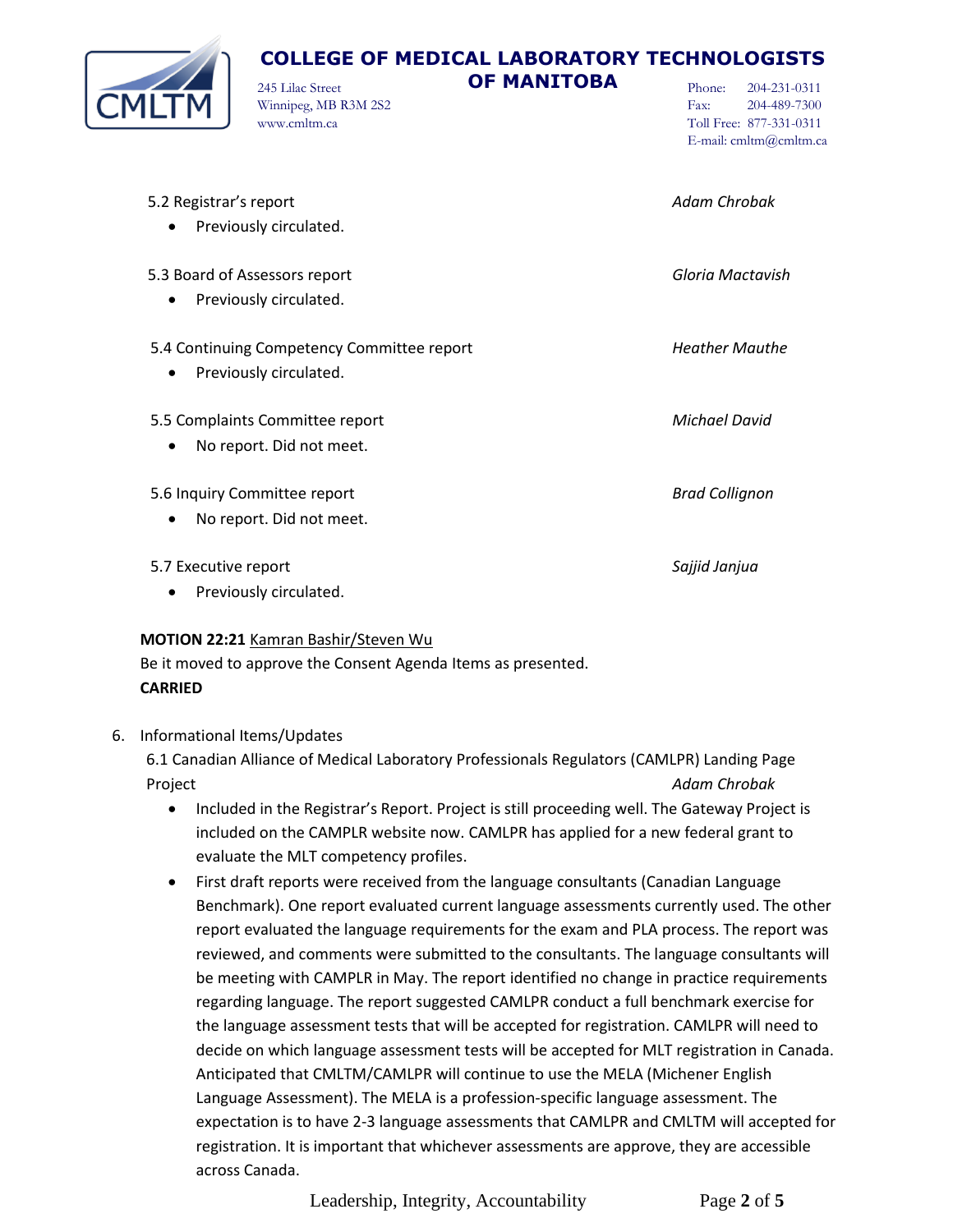5.2 Registrar's report *Adam Chrobak*

- Previously circulated.

5.3 Board of Assessors report *Gloria Mactavish*

- Previously circulated.

5.4 Continuing Competency Committee report *Heather Mauthe*

- Previously circulated.

5.5 Complaints Committee report *Michael David*

- No report. Did not meet.

5.6 Inquiry Committee report *Brad Collignon*

- No report. Did not meet.

5.7 Executive report *Sajjid Janjua*

- Previously circulated.

**MOTION 22:21** Kamran Bashir/Steven Wu
Be it moved to approve the Consent Agenda Items as presented.
**CARRIED**

6. Informational Items/Updates

6.1 Canadian Alliance of Medical Laboratory Professionals Regulators (CAMLPR) Landing Page Project *Adam Chrobak*

- Included in the Registrar's Report. Project is still proceeding well. The Gateway Project is included on the CAMPLR website now. CAMLPR has applied for a new federal grant to evaluate the MLT competency profiles.
- First draft reports were received from the language consultants (Canadian Language Benchmark). One report evaluated current language assessments currently used. The other report evaluated the language requirements for the exam and PLA process. The report was reviewed, and comments were submitted to the consultants. The language consultants will be meeting with CAMPLR in May. The report identified no change in practice requirements regarding language. The report suggested CAMLPR conduct a full benchmark exercise for the language assessment tests that will be accepted for registration. CAMLPR will need to decide on which language assessment tests will be accepted for MLT registration in Canada. Anticipated that CMLTM/CAMLPR will continue to use the MELA (Michener English Language Assessment). The MELA is a profession-specific language assessment. The expectation is to have 2-3 language assessments that CAMLPR and CMLTM will accepted for registration. It is important that whichever assessments are approve, they are accessible across Canada.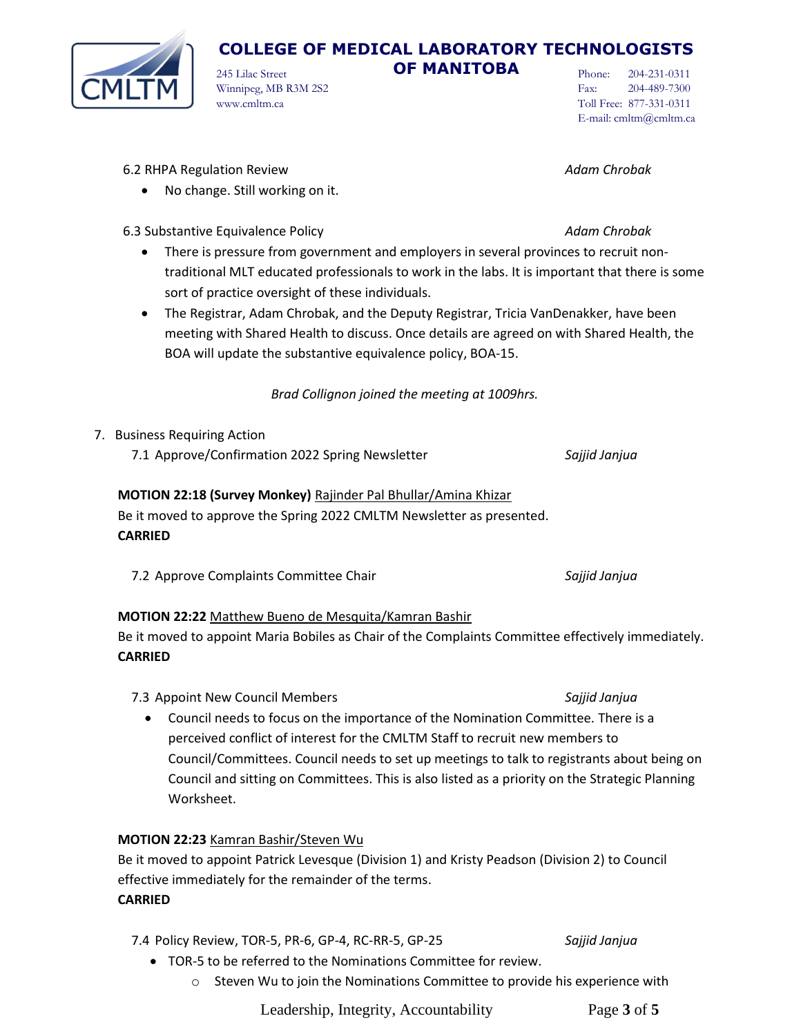6.2 RHPA Regulation Review *Adam Chrobak*

- No change. Still working on it.

6.3 Substantive Equivalence Policy *Adam Chrobak*

- There is pressure from government and employers in several provinces to recruit non-traditional MLT educated professionals to work in the labs. It is important that there is some sort of practice oversight of these individuals.
- The Registrar, Adam Chrobak, and the Deputy Registrar, Tricia VanDenakker, have been meeting with Shared Health to discuss. Once details are agreed on with Shared Health, the BOA will update the substantive equivalence policy, BOA-15.

*Brad Collignon joined the meeting at 1009hrs.*

7. Business Requiring Action

7.1 Approve/Confirmation 2022 Spring Newsletter *Sajjid Janjua*

**MOTION 22:18 (Survey Monkey)** Rajinder Pal Bhullar/Amina Khizar
Be it moved to approve the Spring 2022 CMLTM Newsletter as presented.
**CARRIED**

7.2 Approve Complaints Committee Chair *Sajjid Janjua*

**MOTION 22:22** Matthew Bueno de Mesquita/Kamran Bashir
Be it moved to appoint Maria Bobiles as Chair of the Complaints Committee effectively immediately.
**CARRIED**

7.3 Appoint New Council Members *Sajjid Janjua*

- Council needs to focus on the importance of the Nomination Committee. There is a perceived conflict of interest for the CMLTM Staff to recruit new members to Council/Committees. Council needs to set up meetings to talk to registrants about being on Council and sitting on Committees. This is also listed as a priority on the Strategic Planning Worksheet.

**MOTION 22:23** Kamran Bashir/Steven Wu
Be it moved to appoint Patrick Levesque (Division 1) and Kristy Peadson (Division 2) to Council effective immediately for the remainder of the terms.
**CARRIED**

7.4 Policy Review, TOR-5, PR-6, GP-4, RC-RR-5, GP-25 *Sajjid Janjua*

- TOR-5 to be referred to the Nominations Committee for review.
  - Steven Wu to join the Nominations Committee to provide his experience with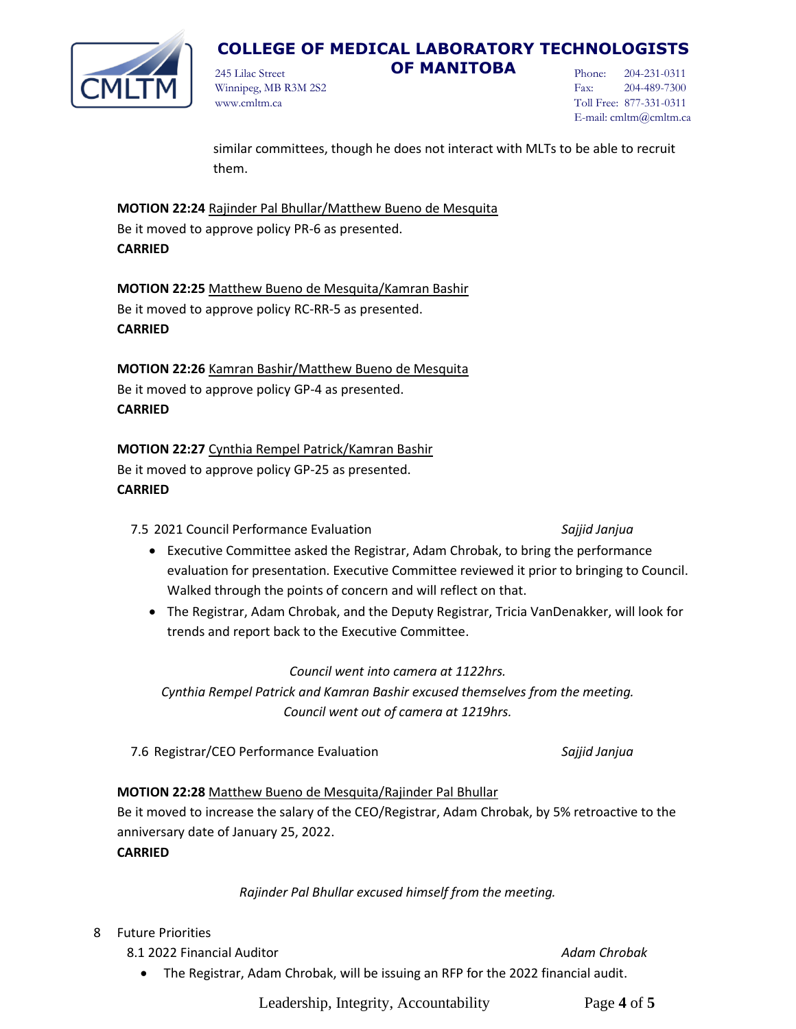similar committees, though he does not interact with MLTs to be able to recruit them.

**MOTION 22:24** Rajinder Pal Bhullar/Matthew Bueno de Mesquita
Be it moved to approve policy PR-6 as presented.
**CARRIED**

**MOTION 22:25** Matthew Bueno de Mesquita/Kamran Bashir
Be it moved to approve policy RC-RR-5 as presented.
**CARRIED**

**MOTION 22:26** Kamran Bashir/Matthew Bueno de Mesquita
Be it moved to approve policy GP-4 as presented.
**CARRIED**

**MOTION 22:27** Cynthia Rempel Patrick/Kamran Bashir
Be it moved to approve policy GP-25 as presented.
**CARRIED**

7.5 2021 Council Performance Evaluation *Sajjid Janjua*

- Executive Committee asked the Registrar, Adam Chrobak, to bring the performance evaluation for presentation. Executive Committee reviewed it prior to bringing to Council. Walked through the points of concern and will reflect on that.
- The Registrar, Adam Chrobak, and the Deputy Registrar, Tricia VanDenakker, will look for trends and report back to the Executive Committee.

*Council went into camera at 1122hrs.*
*Cynthia Rempel Patrick and Kamran Bashir excused themselves from the meeting.*
*Council went out of camera at 1219hrs.*

7.6 Registrar/CEO Performance Evaluation *Sajjid Janjua*

**MOTION 22:28** Matthew Bueno de Mesquita/Rajinder Pal Bhullar
Be it moved to increase the salary of the CEO/Registrar, Adam Chrobak, by 5% retroactive to the anniversary date of January 25, 2022.
**CARRIED**

*Rajinder Pal Bhullar excused himself from the meeting.*

8 Future Priorities

8.1 2022 Financial Auditor *Adam Chrobak*

- The Registrar, Adam Chrobak, will be issuing an RFP for the 2022 financial audit.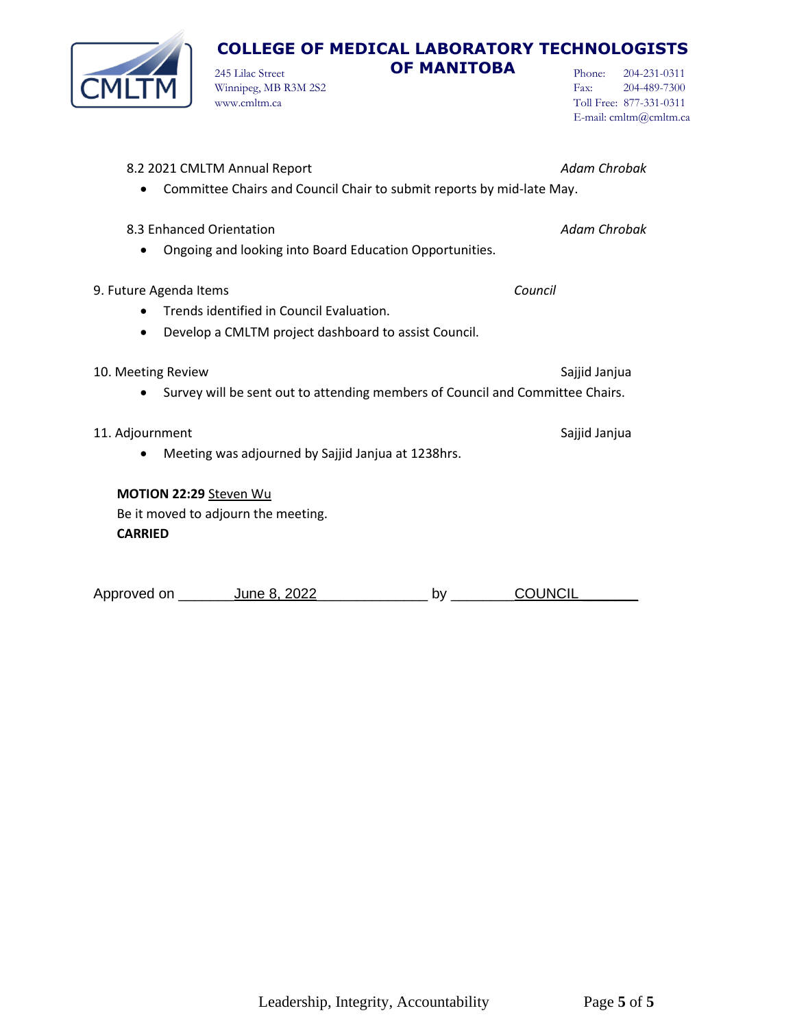8.2 2021 CMLTM Annual Report *Adam Chrobak*

- Committee Chairs and Council Chair to submit reports by mid-late May.

8.3 Enhanced Orientation *Adam Chrobak*

- Ongoing and looking into Board Education Opportunities.

9. Future Agenda Items *Council*

- Trends identified in Council Evaluation.
- Develop a CMLTM project dashboard to assist Council.

10. Meeting Review Sajjid Janjua

- Survey will be sent out to attending members of Council and Committee Chairs.

11. Adjournment Sajjid Janjua

- Meeting was adjourned by Sajjid Janjua at 1238hrs.

**MOTION 22:29** Steven Wu
Be it moved to adjourn the meeting.
**CARRIED**

Approved on June 8, 2022 by COUNCIL